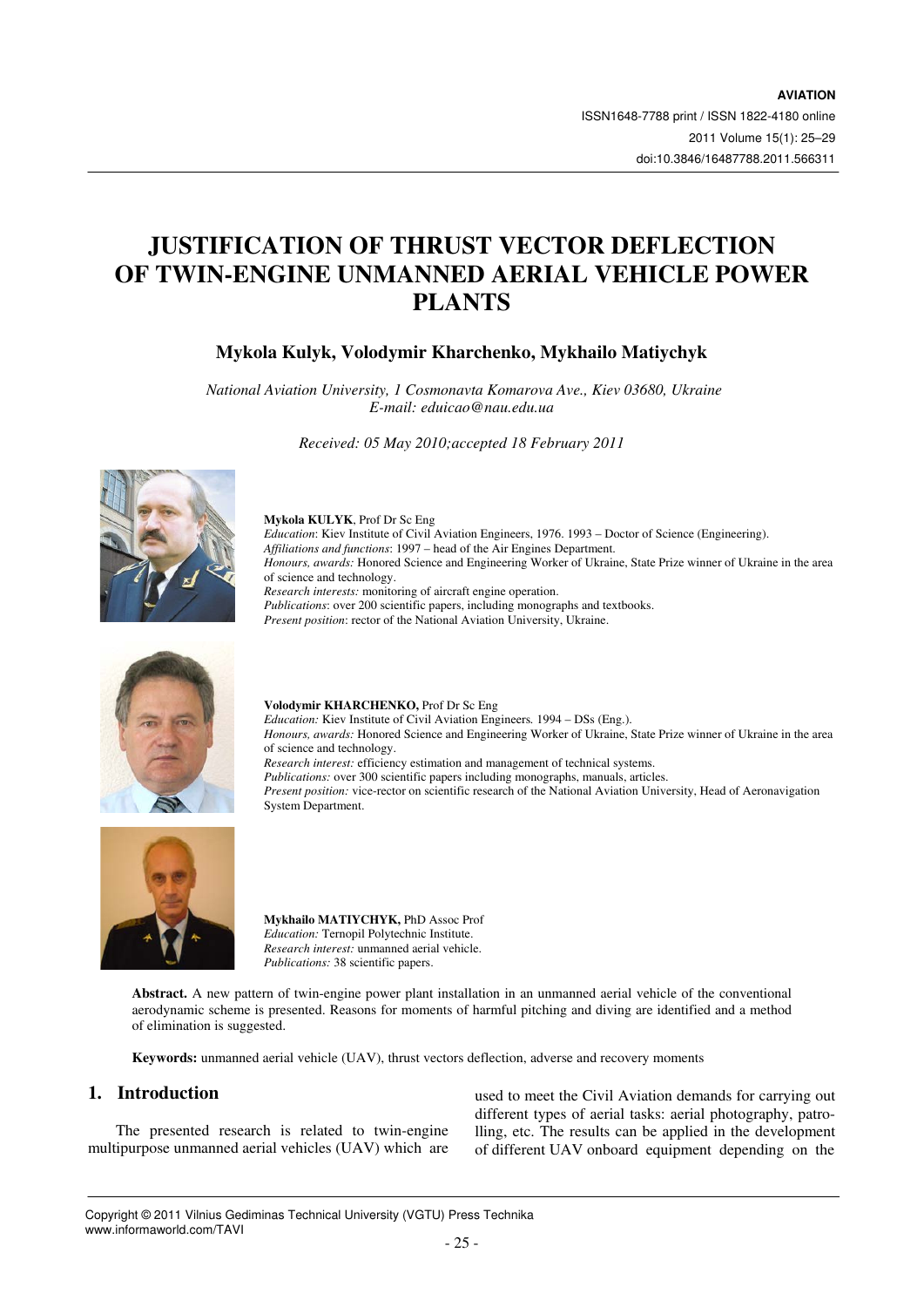# JUSTIFICATION OF THRUST VECTOR DEFLECTION OF TWIN-ENGINE UNMANNED AERIAL VEHICLE POWER PLANTS

**Mykola Kulyk, Volodymyr Kharchenko, Mykhailo Matiychyk**

*National Aviation University, 1 Cosmonavta Komarova Ave., Kiev 03680, Ukraine*
*E-mail: eduicao@nau.edu.ua*

*Received: 05 May 2010;accepted 18 February 2011*

**Mykola KULYK**, Prof Dr Sc Eng
*Education*: Kiev Institute of Civil Aviation Engineers, 1976. 1993 – Doctor of Science (Engineering).
*Affiliations and functions*: 1997 – head of the Air Engines Department.
*Honours, awards:* Honored Science and Engineering Worker of Ukraine, State Prize winner of Ukraine in the area of science and technology.
*Research interests:* monitoring of aircraft engine operation.
*Publications*: over 200 scientific papers, including monographs and textbooks.
*Present position*: rector of the National Aviation University, Ukraine.

**Volodymyr KHARCHENKO,** Prof Dr Sc Eng
*Education:* Kiev Institute of Civil Aviation Engineers. 1994 – DSs (Eng.).
*Honours, awards:* Honored Science and Engineering Worker of Ukraine, State Prize winner of Ukraine in the area of science and technology.
*Research interest:* efficiency estimation and management of technical systems.
*Publications:* over 300 scientific papers including monographs, manuals, articles.
*Present position:* vice-rector on scientific research of the National Aviation University, Head of Aeronavigation System Department.

**Mykhailo MATIYCHYK,** PhD Assoc Prof
*Education:* Ternopil Polytechnic Institute.
*Research interest:* unmanned aerial vehicle.
*Publications:* 38 scientific papers.

**Abstract.** A new pattern of twin-engine power plant installation in an unmanned aerial vehicle of the conventional aerodynamic scheme is presented. Reasons for moments of harmful pitching and diving are identified and a method of elimination is suggested.

**Keywords:** unmanned aerial vehicle (UAV), thrust vectors deflection, adverse and recovery moments

## 1. Introduction

The presented research is related to twin-engine multipurpose unmanned aerial vehicles (UAV) which are used to meet the Civil Aviation demands for carrying out different types of aerial tasks: aerial photography, patrolling, etc. The results can be applied in the development of different UAV onboard equipment depending on the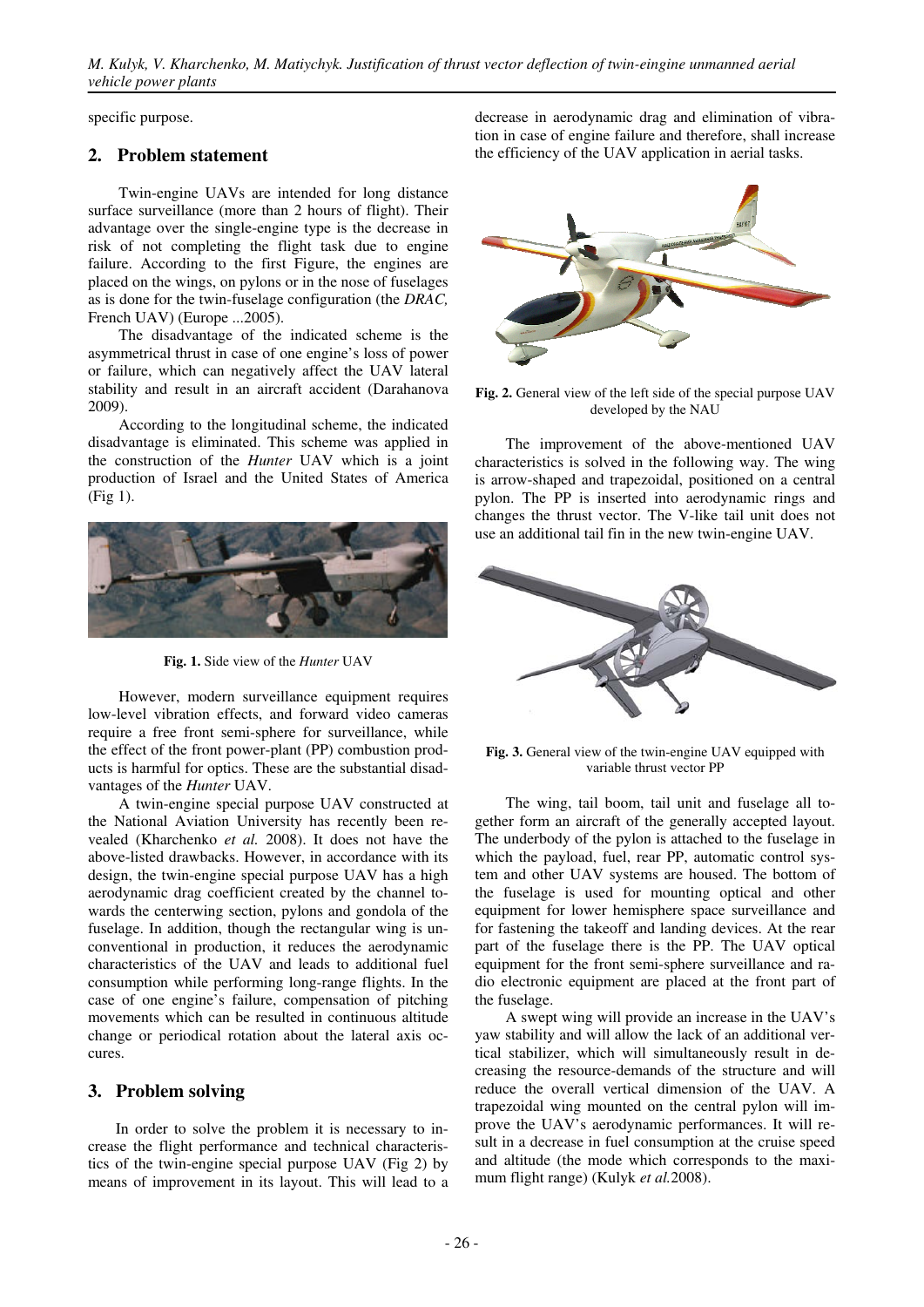specific purpose.

## 2. Problem statement

Twin-engine UAVs are intended for long distance surface surveillance (more than 2 hours of flight). Their advantage over the single-engine type is the decrease in risk of not completing the flight task due to engine failure. According to the first Figure, the engines are placed on the wings, on pylons or in the nose of fuselages as is done for the twin-fuselage configuration (the *DRAC,* French UAV) (Europe ...2005).

The disadvantage of the indicated scheme is the asymmetrical thrust in case of one engine's loss of power or failure, which can negatively affect the UAV lateral stability and result in an aircraft accident (Darahanova 2009).

According to the longitudinal scheme, the indicated disadvantage is eliminated. This scheme was applied in the construction of the *Hunter* UAV which is a joint production of Israel and the United States of America (Fig 1).

**Fig. 1.** Side view of the *Hunter* UAV

However, modern surveillance equipment requires low-level vibration effects, and forward video cameras require a free front semi-sphere for surveillance, while the effect of the front power-plant (PP) combustion products is harmful for optics. These are the substantial disadvantages of the *Hunter* UAV.

A twin-engine special purpose UAV constructed at the National Aviation University has recently been revealed (Kharchenko *et al.* 2008). It does not have the above-listed drawbacks. However, in accordance with its design, the twin-engine special purpose UAV has a high aerodynamic drag coefficient created by the channel towards the centerwing section, pylons and gondola of the fuselage. In addition, though the rectangular wing is unconventional in production, it reduces the aerodynamic characteristics of the UAV and leads to additional fuel consumption while performing long-range flights. In the case of one engine's failure, compensation of pitching movements which can be resulted in continuous altitude change or periodical rotation about the lateral axis occures.

## 3. Problem solving

In order to solve the problem it is necessary to increase the flight performance and technical characteristics of the twin-engine special purpose UAV (Fig 2) by means of improvement in its layout. This will lead to a decrease in aerodynamic drag and elimination of vibration in case of engine failure and therefore, shall increase the efficiency of the UAV application in aerial tasks.

**Fig. 2.** General view of the left side of the special purpose UAV developed by the NAU

The improvement of the above-mentioned UAV characteristics is solved in the following way. The wing is arrow-shaped and trapezoidal, positioned on a central pylon. The PP is inserted into aerodynamic rings and changes the thrust vector. The V-like tail unit does not use an additional tail fin in the new twin-engine UAV.

**Fig. 3.** General view of the twin-engine UAV equipped with variable thrust vector PP

The wing, tail boom, tail unit and fuselage all together form an aircraft of the generally accepted layout. The underbody of the pylon is attached to the fuselage in which the payload, fuel, rear PP, automatic control system and other UAV systems are housed. The bottom of the fuselage is used for mounting optical and other equipment for lower hemisphere space surveillance and for fastening the takeoff and landing devices. At the rear part of the fuselage there is the PP. The UAV optical equipment for the front semi-sphere surveillance and radio electronic equipment are placed at the front part of the fuselage.

A swept wing will provide an increase in the UAV's yaw stability and will allow the lack of an additional vertical stabilizer, which will simultaneously result in decreasing the resource-demands of the structure and will reduce the overall vertical dimension of the UAV. A trapezoidal wing mounted on the central pylon will improve the UAV's aerodynamic performances. It will result in a decrease in fuel consumption at the cruise speed and altitude (the mode which corresponds to the maximum flight range) (Kulyk *et al.*2008).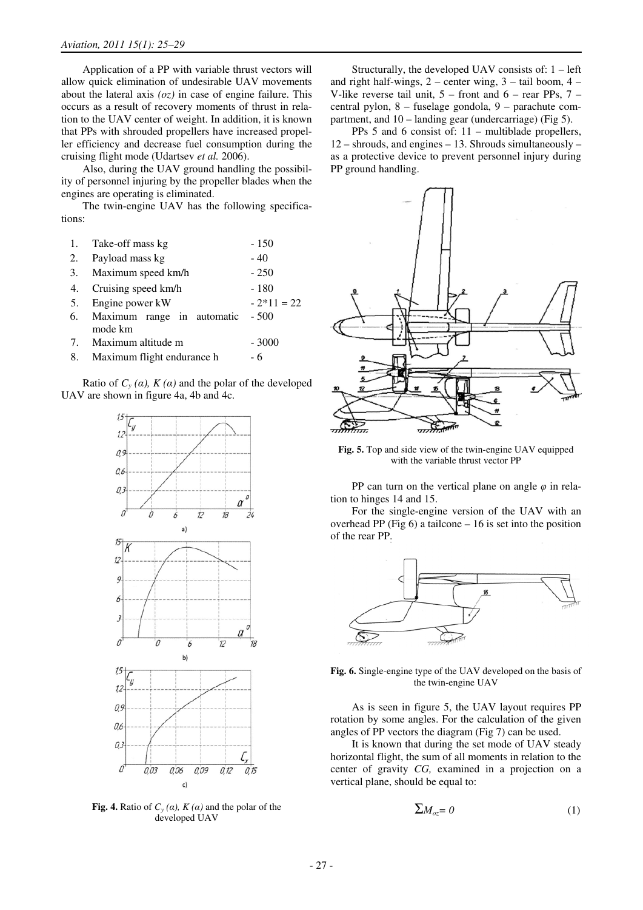Application of a PP with variable thrust vectors will allow quick elimination of undesirable UAV movements about the lateral axis *(oz)* in case of engine failure. This occurs as a result of recovery moments of thrust in relation to the UAV center of weight. In addition, it is known that PPs with shrouded propellers have increased propeller efficiency and decrease fuel consumption during the cruising flight mode (Udartsev *et al.* 2006).

Also, during the UAV ground handling the possibility of personnel injuring by the propeller blades when the engines are operating is eliminated.

The twin-engine UAV has the following specifications:

1. Take-off mass kg - 150
2. Payload mass kg - 40
3. Maximum speed km/h - 250
4. Cruising speed km/h - 180
5. Engine power kW - 2*11 = 22
6. Maximum range in automatic mode km - 500
7. Maximum altitude m - 3000
8. Maximum flight endurance h - 6

Ratio of $C_y\,(\alpha)$, $K\,(\alpha)$ and the polar of the developed UAV are shown in figure 4a, 4b and 4c.

**Fig. 4.** Ratio of $C_y\,(\alpha)$, $K\,(\alpha)$ and the polar of the developed UAV

Structurally, the developed UAV consists of: 1 – left and right half-wings, 2 – center wing, 3 – tail boom, 4 – V-like reverse tail unit, 5 – front and 6 – rear PPs, 7 – central pylon, 8 – fuselage gondola, 9 – parachute compartment, and 10 – landing gear (undercarriage) (Fig 5).

PPs 5 and 6 consist of: 11 – multiblade propellers, 12 – shrouds, and engines – 13. Shrouds simultaneously – as a protective device to prevent personnel injury during PP ground handling.

**Fig. 5.** Top and side view of the twin-engine UAV equipped with the variable thrust vector PP

PP can turn on the vertical plane on angle $\varphi$ in relation to hinges 14 and 15.

For the single-engine version of the UAV with an overhead PP (Fig 6) a tailcone – 16 is set into the position of the rear PP.

**Fig. 6.** Single-engine type of the UAV developed on the basis of the twin-engine UAV

As is seen in figure 5, the UAV layout requires PP rotation by some angles. For the calculation of the given angles of PP vectors the diagram (Fig 7) can be used.

It is known that during the set mode of UAV steady horizontal flight, the sum of all moments in relation to the center of gravity *CG,* examined in a projection on a vertical plane, should be equal to:

$$\sum M_{oz} = 0 \tag{1}$$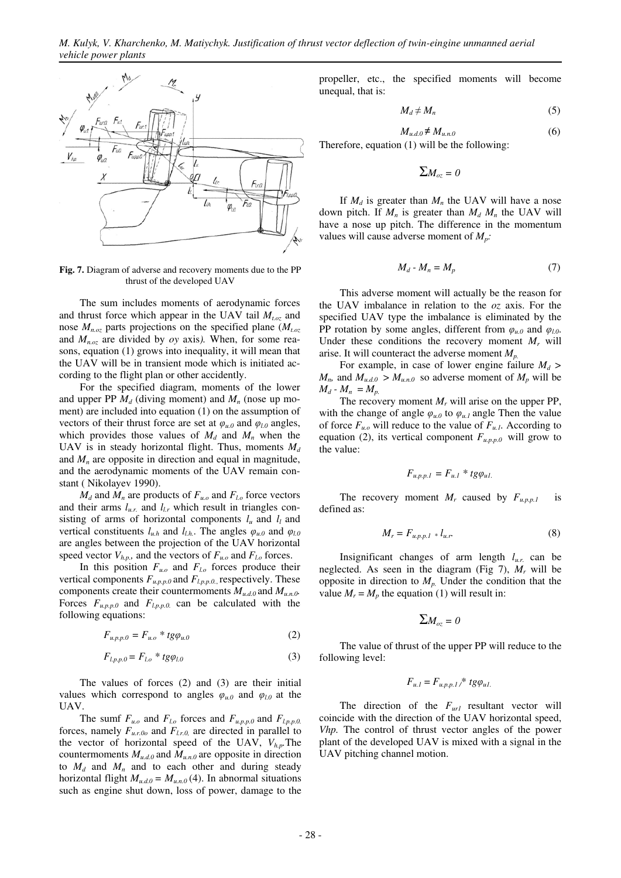**Fig. 7.** Diagram of adverse and recovery moments due to the PP thrust of the developed UAV

The sum includes moments of aerodynamic forces and thrust force which appear in the UAV tail $M_{t.oz}$ and nose $M_{n.oz}$ parts projections on the specified plane ($M_{t.oz}$ and $M_{n.oz}$ are divided by *oy* axis). When, for some reasons, equation (1) grows into inequality, it will mean that the UAV will be in transient mode which is initiated according to the flight plan or other accidently.

For the specified diagram, moments of the lower and upper PP $M_d$ (diving moment) and $M_n$ (nose up moment) are included into equation (1) on the assumption of vectors of their thrust force are set at $\varphi_{u.0}$ and $\varphi_{l.0}$ angles, which provides those values of $M_d$ and $M_n$ when the UAV is in steady horizontal flight. Thus, moments $M_d$ and $M_n$ are opposite in direction and equal in magnitude, and the aerodynamic moments of the UAV remain constant ( Nikolayev 1990).

$M_d$ and $M_n$ are products of $F_{u.o}$ and $F_{l.o}$ force vectors and their arms $l_{u.r.}$ and $l_{l.r}$ which result in triangles consisting of arms of horizontal components $l_u$ and $l_l$ and vertical constituents $l_{u.h}$ and $l_{l.h.}$. The angles $\varphi_{u.0}$ and $\varphi_{l.0}$ are angles between the projection of the UAV horizontal speed vector $V_{h.p.}$, and the vectors of $F_{u.o}$ and $F_{l.o}$ forces.

In this position $F_{u.o}$ and $F_{l.o}$ forces produce their vertical components $F_{u.p.p.0}$ and $F_{l.p.p.0.}$, respectively. These components create their countermoments $M_{u.d.0}$ and $M_{u.n.0}$. Forces $F_{u.p.p.0}$ and $F_{l.p.p.0.}$ can be calculated with the following equations:

$$F_{u.p.p.0} = F_{u.o} * tg\varphi_{u.0} \tag{2}$$

$$F_{l.p.p.0} = F_{l.o} * tg\varphi_{l.0} \tag{3}$$

The values of forces (2) and (3) are their initial values which correspond to angles $\varphi_{u.0}$ and $\varphi_{l.0}$ at the UAV.

The sumf $F_{u.o}$ and $F_{l.o}$ forces and $F_{u.p.p.0}$ and $F_{l.p.p.0.}$ forces, namely $F_{u.r.0o}$ and $F_{l.r.0,}$ are directed in parallel to the vector of horizontal speed of the UAV, $V_{h.p}$.The countermoments $M_{u.d.0}$ and $M_{u.n.0}$ are opposite in direction to $M_d$ and $M_n$ and to each other and during steady horizontal flight $M_{u.d.0} = M_{u.n.0}$ (4). In abnormal situations such as engine shut down, loss of power, damage to the propeller, etc., the specified moments will become unequal, that is:

$$M_d \neq M_n \tag{5}$$

$$M_{u.d.0} \neq M_{u.n.0} \tag{6}$$

Therefore, equation (1) will be the following:

$$\sum M_{oz} = 0$$

If $M_d$ is greater than $M_n$ the UAV will have a nose down pitch. If $M_n$ is greater than $M_d$ $M_n$ the UAV will have a nose up pitch. The difference in the momentum values will cause adverse moment of $M_p$:

$$M_d - M_n = M_p \tag{7}$$

This adverse moment will actually be the reason for the UAV imbalance in relation to the *oz* axis. For the specified UAV type the imbalance is eliminated by the PP rotation by some angles, different from $\varphi_{u.0}$ and $\varphi_{l.0}$. Under these conditions the recovery moment $M_r$ will arise. It will counteract the adverse moment $M_p$.

For example, in case of lower engine failure $M_d > M_n$, and $M_{u.d.0} > M_{u.n.0}$ so adverse moment of $M_p$ will be $M_d - M_n = M_p$.

The recovery moment $M_r$ will arise on the upper PP, with the change of angle $\varphi_{u.0}$ to $\varphi_{u.1}$ angle Then the value of force $F_{u.o}$ will reduce to the value of $F_{u.1}$. According to equation (2), its vertical component $F_{u.p.p.0}$ will grow to the value:

$$F_{u.p.p.1} = F_{u.1} * tg\varphi_{u1.}$$

The recovery moment $M_r$ caused by $F_{u.p.p.1}$ is defined as:

$$M_r = F_{u.p.p.1} * l_{u.r.} \tag{8}$$

Insignificant changes of arm length $l_{u.r.}$ can be neglected. As seen in the diagram (Fig 7), $M_r$ will be opposite in direction to $M_p$. Under the condition that the value $M_r = M_p$ the equation (1) will result in:

$$\sum M_{oz} = 0$$

The value of thrust of the upper PP will reduce to the following level:

$$F_{u.1} = F_{u.p.p.1} /* tg\varphi_{u1.}$$

The direction of the $F_{ur1}$ resultant vector will coincide with the direction of the UAV horizontal speed, *Vhp.* The control of thrust vector angles of the power plant of the developed UAV is mixed with a signal in the UAV pitching channel motion.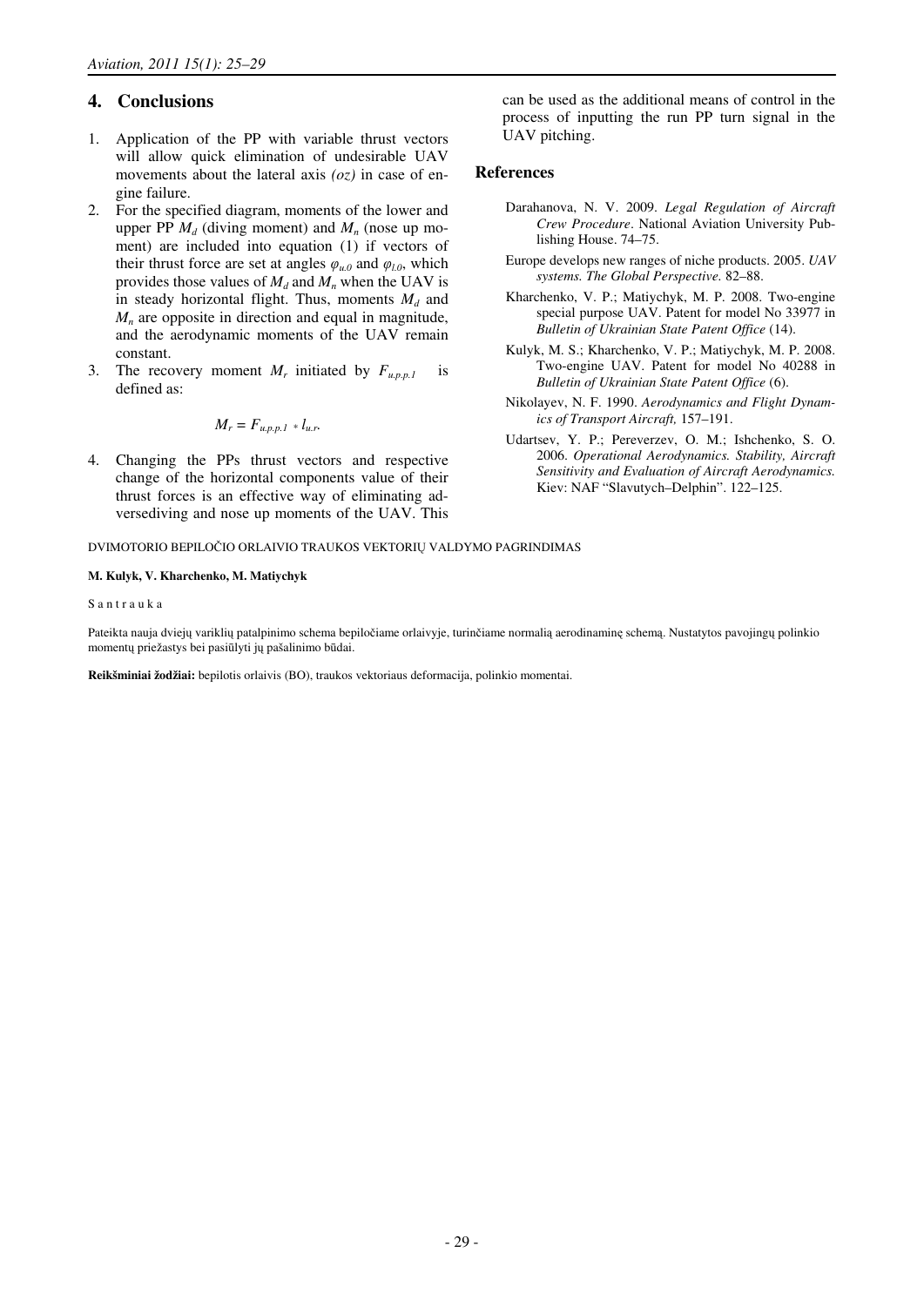## 4. Conclusions

1. Application of the PP with variable thrust vectors will allow quick elimination of undesirable UAV movements about the lateral axis *(oz)* in case of engine failure.
2. For the specified diagram, moments of the lower and upper PP $M_d$ (diving moment) and $M_n$ (nose up moment) are included into equation (1) if vectors of their thrust force are set at angles $\varphi_{u.0}$ and $\varphi_{l.0}$, which provides those values of $M_d$ and $M_n$ when the UAV is in steady horizontal flight. Thus, moments $M_d$ and $M_n$ are opposite in direction and equal in magnitude, and the aerodynamic moments of the UAV remain constant.
3. The recovery moment $M_r$ initiated by $F_{u.p.p.1}$ is defined as:

$$M_r = F_{u.p.p.1} * l_{u.r}.$$

4. Changing the PPs thrust vectors and respective change of the horizontal components value of their thrust forces is an effective way of eliminating adversediving and nose up moments of the UAV. This can be used as the additional means of control in the process of inputting the run PP turn signal in the UAV pitching.

## References

Darahanova, N. V. 2009. *Legal Regulation of Aircraft Crew Procedure*. National Aviation University Publishing House. 74–75.

Europe develops new ranges of niche products. 2005. *UAV systems. The Global Perspective*. 82–88.

Kharchenko, V. P.; Matiychyk, M. P. 2008. Two-engine special purpose UAV. Patent for model No 33977 in *Bulletin of Ukrainian State Patent Office* (14).

Kulyk, M. S.; Kharchenko, V. P.; Matiychyk, M. P. 2008. Two-engine UAV. Patent for model No 40288 in *Bulletin of Ukrainian State Patent Office* (6).

Nikolayev, N. F. 1990. *Aerodynamics and Flight Dynamics of Transport Aircraft,* 157–191.

Udartsev, Y. P.; Pereverzev, O. M.; Ishchenko, S. O. 2006. *Operational Aerodynamics. Stability, Aircraft Sensitivity and Evaluation of Aircraft Aerodynamics.* Kiev: NAF "Slavutych–Delphin". 122–125.

DVIMOTORIO BEPILOČIO ORLAIVIO TRAUKOS VEKTORIŲ VALDYMO PAGRINDIMAS

**M. Kulyk, V. Kharchenko, M. Matiychyk**

S a n t r a u k a

Pateikta nauja dviejų variklių patalpinimo schema bepiločiame orlaivyje, turinčiame normalią aerodinaminę schemą. Nustatytos pavojingų polinkio momentų priežastys bei pasiūlyti jų pašalinimo būdai.

**Reikšminiai žodžiai:** bepilotis orlaivis (BO), traukos vektoriaus deformacija, polinkio momentai.